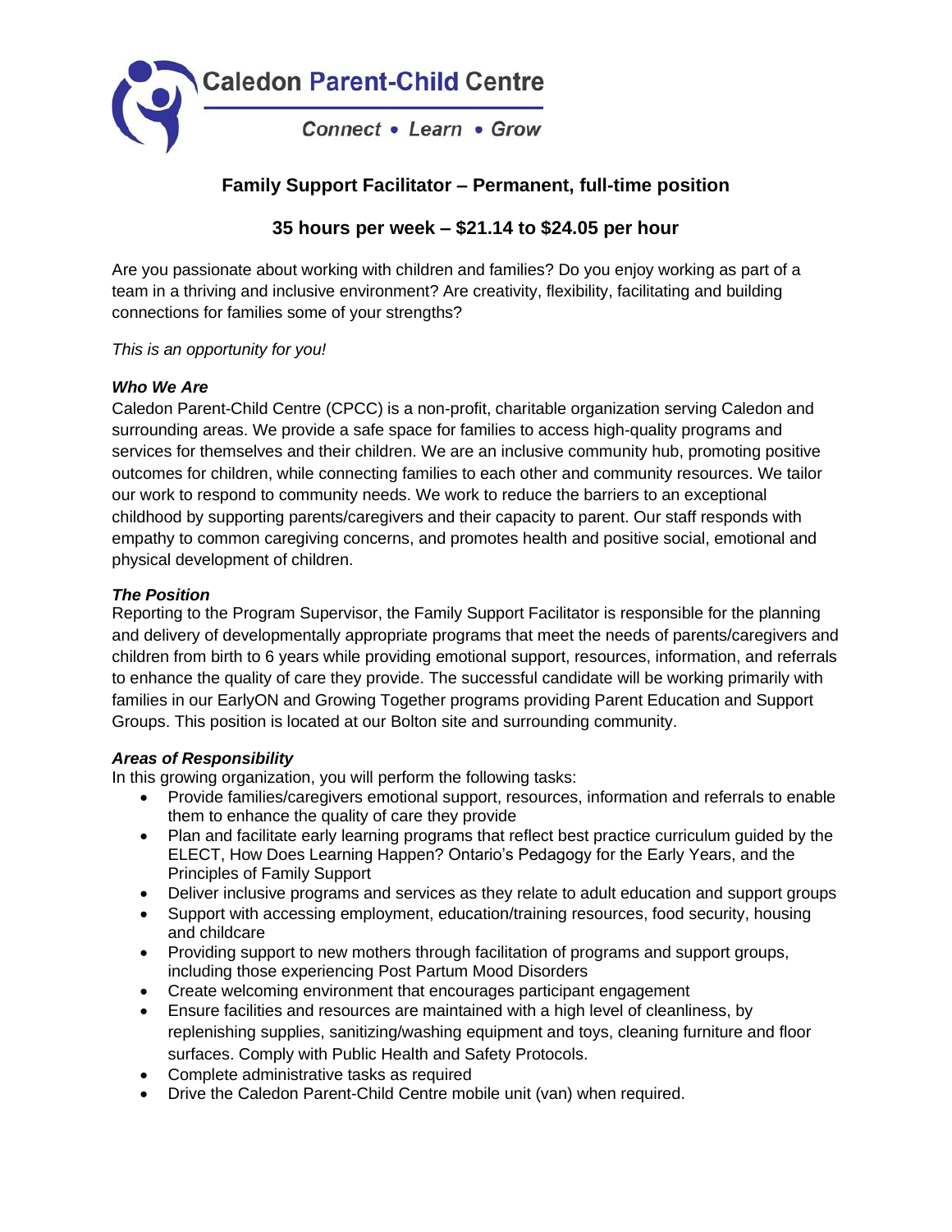Caledon Parent-Child Centre

Connect • Learn • Grow

# Family Support Facilitator – Permanent, full-time position

## 35 hours per week – $21.14 to $24.05 per hour

Are you passionate about working with children and families? Do you enjoy working as part of a team in a thriving and inclusive environment? Are creativity, flexibility, facilitating and building connections for families some of your strengths?

*This is an opportunity for you!*

***Who We Are***

Caledon Parent-Child Centre (CPCC) is a non-profit, charitable organization serving Caledon and surrounding areas. We provide a safe space for families to access high-quality programs and services for themselves and their children. We are an inclusive community hub, promoting positive outcomes for children, while connecting families to each other and community resources. We tailor our work to respond to community needs. We work to reduce the barriers to an exceptional childhood by supporting parents/caregivers and their capacity to parent. Our staff responds with empathy to common caregiving concerns, and promotes health and positive social, emotional and physical development of children.

***The Position***

Reporting to the Program Supervisor, the Family Support Facilitator is responsible for the planning and delivery of developmentally appropriate programs that meet the needs of parents/caregivers and children from birth to 6 years while providing emotional support, resources, information, and referrals to enhance the quality of care they provide. The successful candidate will be working primarily with families in our EarlyON and Growing Together programs providing Parent Education and Support Groups. This position is located at our Bolton site and surrounding community.

***Areas of Responsibility***

In this growing organization, you will perform the following tasks:

- Provide families/caregivers emotional support, resources, information and referrals to enable them to enhance the quality of care they provide
- Plan and facilitate early learning programs that reflect best practice curriculum guided by the ELECT, How Does Learning Happen? Ontario's Pedagogy for the Early Years, and the Principles of Family Support
- Deliver inclusive programs and services as they relate to adult education and support groups
- Support with accessing employment, education/training resources, food security, housing and childcare
- Providing support to new mothers through facilitation of programs and support groups, including those experiencing Post Partum Mood Disorders
- Create welcoming environment that encourages participant engagement
- Ensure facilities and resources are maintained with a high level of cleanliness, by replenishing supplies, sanitizing/washing equipment and toys, cleaning furniture and floor surfaces. Comply with Public Health and Safety Protocols.
- Complete administrative tasks as required
- Drive the Caledon Parent-Child Centre mobile unit (van) when required.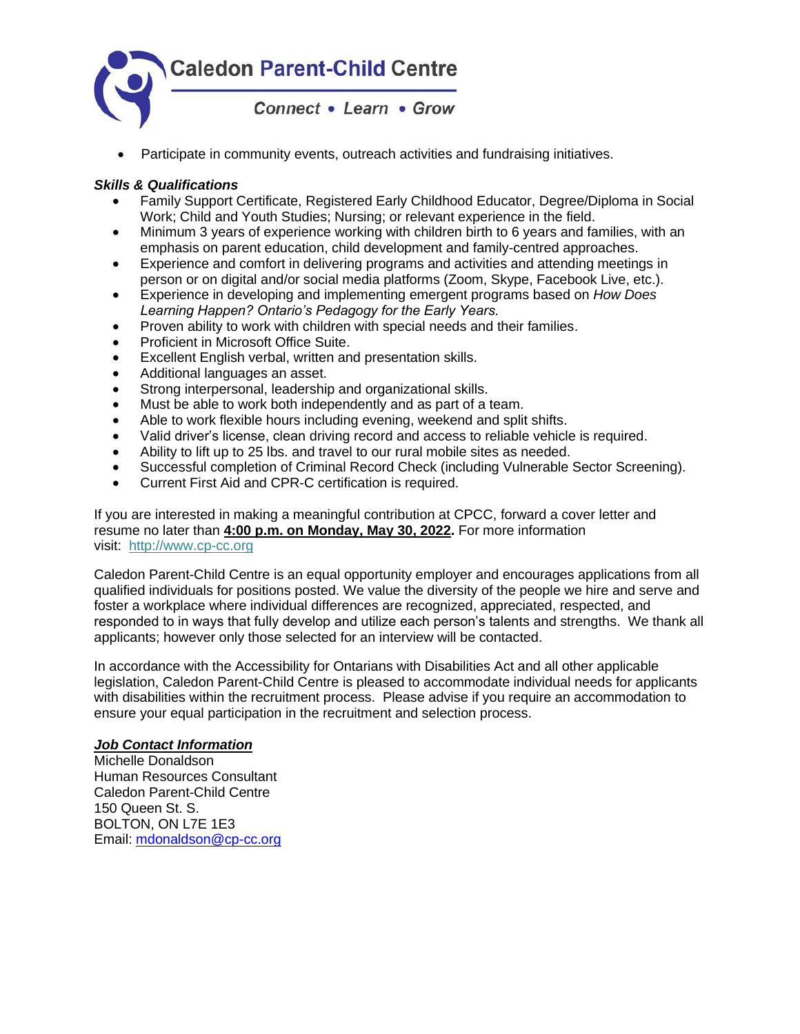- Participate in community events, outreach activities and fundraising initiatives.

***Skills & Qualifications***

- Family Support Certificate, Registered Early Childhood Educator, Degree/Diploma in Social Work; Child and Youth Studies; Nursing; or relevant experience in the field.
- Minimum 3 years of experience working with children birth to 6 years and families, with an emphasis on parent education, child development and family-centred approaches.
- Experience and comfort in delivering programs and activities and attending meetings in person or on digital and/or social media platforms (Zoom, Skype, Facebook Live, etc.).
- Experience in developing and implementing emergent programs based on *How Does Learning Happen? Ontario's Pedagogy for the Early Years.*
- Proven ability to work with children with special needs and their families.
- Proficient in Microsoft Office Suite.
- Excellent English verbal, written and presentation skills.
- Additional languages an asset.
- Strong interpersonal, leadership and organizational skills.
- Must be able to work both independently and as part of a team.
- Able to work flexible hours including evening, weekend and split shifts.
- Valid driver's license, clean driving record and access to reliable vehicle is required.
- Ability to lift up to 25 lbs. and travel to our rural mobile sites as needed.
- Successful completion of Criminal Record Check (including Vulnerable Sector Screening).
- Current First Aid and CPR-C certification is required.

If you are interested in making a meaningful contribution at CPCC, forward a cover letter and resume no later than **4:00 p.m. on Monday, May 30, 2022.** For more information visit: http://www.cp-cc.org

Caledon Parent-Child Centre is an equal opportunity employer and encourages applications from all qualified individuals for positions posted. We value the diversity of the people we hire and serve and foster a workplace where individual differences are recognized, appreciated, respected, and responded to in ways that fully develop and utilize each person's talents and strengths. We thank all applicants; however only those selected for an interview will be contacted.

In accordance with the Accessibility for Ontarians with Disabilities Act and all other applicable legislation, Caledon Parent-Child Centre is pleased to accommodate individual needs for applicants with disabilities within the recruitment process. Please advise if you require an accommodation to ensure your equal participation in the recruitment and selection process.

***Job Contact Information***

Michelle Donaldson
Human Resources Consultant
Caledon Parent-Child Centre
150 Queen St. S.
BOLTON, ON L7E 1E3
Email: mdonaldson@cp-cc.org